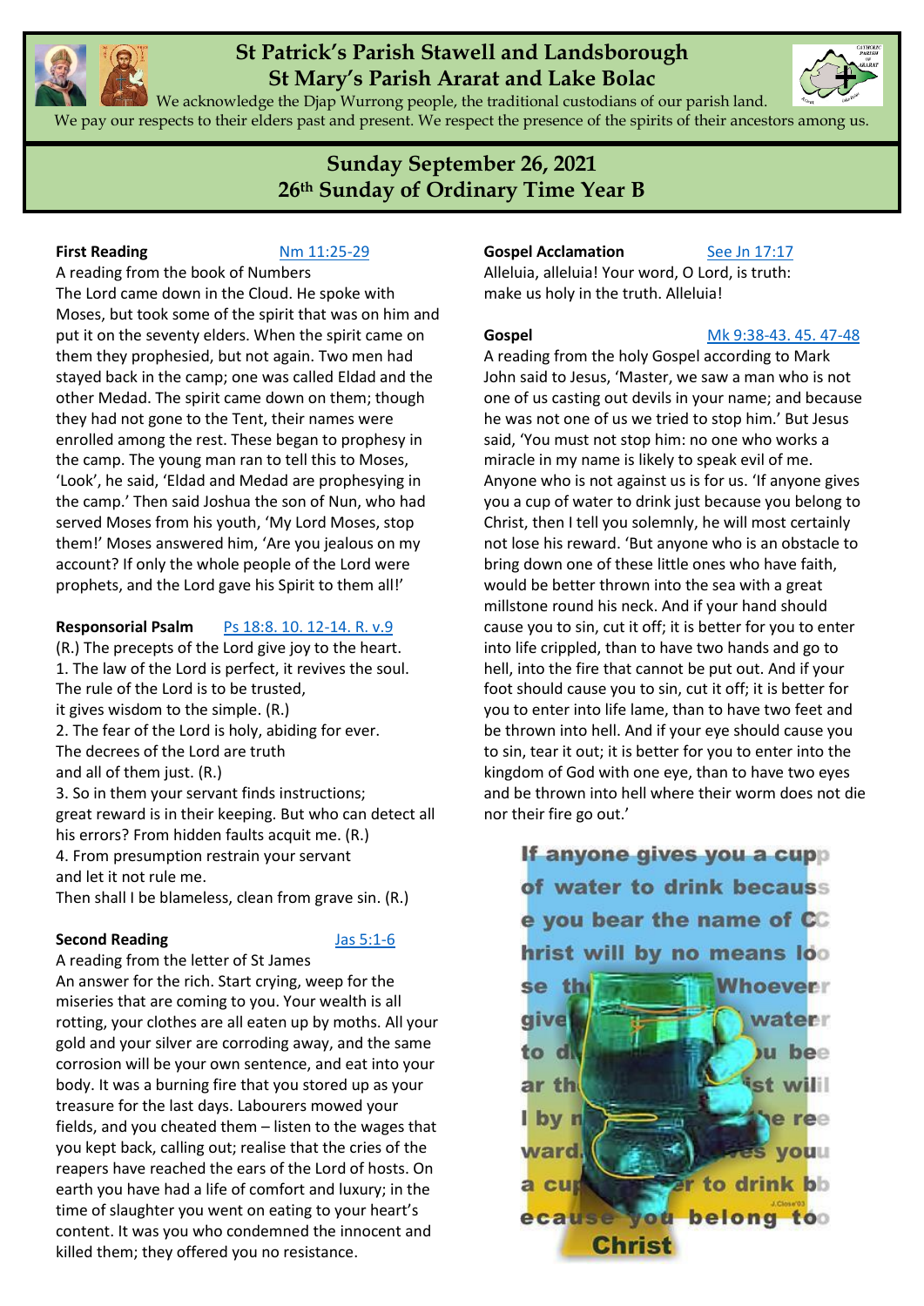# St Patrick's Parish Stawell and Landsborough
# St Mary's Parish Ararat and Lake Bolac

We acknowledge the Djap Wurrong people, the traditional custodians of our parish land.
We pay our respects to their elders past and present. We respect the presence of the spirits of their ancestors among us.

## Sunday September 26, 2021
## 26th Sunday of Ordinary Time Year B

**First Reading** Nm 11:25-29

A reading from the book of Numbers

The Lord came down in the Cloud. He spoke with Moses, but took some of the spirit that was on him and put it on the seventy elders. When the spirit came on them they prophesied, but not again. Two men had stayed back in the camp; one was called Eldad and the other Medad. The spirit came down on them; though they had not gone to the Tent, their names were enrolled among the rest. These began to prophesy in the camp. The young man ran to tell this to Moses, 'Look', he said, 'Eldad and Medad are prophesying in the camp.' Then said Joshua the son of Nun, who had served Moses from his youth, 'My Lord Moses, stop them!' Moses answered him, 'Are you jealous on my account? If only the whole people of the Lord were prophets, and the Lord gave his Spirit to them all!'

**Responsorial Psalm** Ps 18:8. 10. 12-14. R. v.9

(R.) The precepts of the Lord give joy to the heart.

1. The law of the Lord is perfect, it revives the soul.
The rule of the Lord is to be trusted,
it gives wisdom to the simple. (R.)

2. The fear of the Lord is holy, abiding for ever.
The decrees of the Lord are truth
and all of them just. (R.)

3. So in them your servant finds instructions;
great reward is in their keeping. But who can detect all his errors? From hidden faults acquit me. (R.)

4. From presumption restrain your servant
and let it not rule me.
Then shall I be blameless, clean from grave sin. (R.)

**Second Reading** Jas 5:1-6

A reading from the letter of St James

An answer for the rich. Start crying, weep for the miseries that are coming to you. Your wealth is all rotting, your clothes are all eaten up by moths. All your gold and your silver are corroding away, and the same corrosion will be your own sentence, and eat into your body. It was a burning fire that you stored up as your treasure for the last days. Labourers mowed your fields, and you cheated them – listen to the wages that you kept back, calling out; realise that the cries of the reapers have reached the ears of the Lord of hosts. On earth you have had a life of comfort and luxury; in the time of slaughter you went on eating to your heart's content. It was you who condemned the innocent and killed them; they offered you no resistance.

**Gospel Acclamation** See Jn 17:17

Alleluia, alleluia! Your word, O Lord, is truth: make us holy in the truth. Alleluia!

**Gospel** Mk 9:38-43. 45. 47-48

A reading from the holy Gospel according to Mark

John said to Jesus, 'Master, we saw a man who is not one of us casting out devils in your name; and because he was not one of us we tried to stop him.' But Jesus said, 'You must not stop him: no one who works a miracle in my name is likely to speak evil of me. Anyone who is not against us is for us. 'If anyone gives you a cup of water to drink just because you belong to Christ, then I tell you solemnly, he will most certainly not lose his reward. 'But anyone who is an obstacle to bring down one of these little ones who have faith, would be better thrown into the sea with a great millstone round his neck. And if your hand should cause you to sin, cut it off; it is better for you to enter into life crippled, than to have two hands and go to hell, into the fire that cannot be put out. And if your foot should cause you to sin, cut it off; it is better for you to enter into life lame, than to have two feet and be thrown into hell. And if your eye should cause you to sin, tear it out; it is better for you to enter into the kingdom of God with one eye, than to have two eyes and be thrown into hell where their worm does not die nor their fire go out.'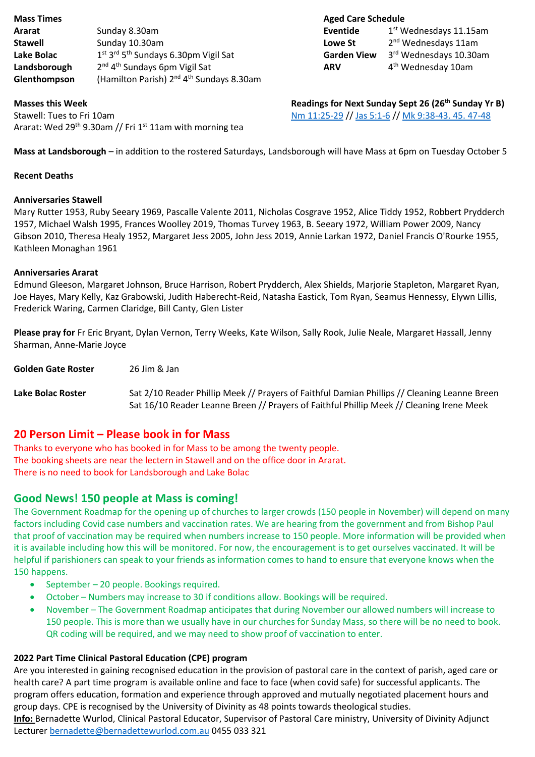**Mass Times**

| | |
|---|---|
| **Ararat** | Sunday 8.30am |
| **Stawell** | Sunday 10.30am |
| **Lake Bolac** | 1st 3rd 5th Sundays 6.30pm Vigil Sat |
| **Landsborough** | 2nd 4th Sundays 6pm Vigil Sat |
| **Glenthompson** | (Hamilton Parish) 2nd 4th Sundays 8.30am |

**Aged Care Schedule**

| | |
|---|---|
| **Eventide** | 1st Wednesdays 11.15am |
| **Lowe St** | 2nd Wednesdays 11am |
| **Garden View** | 3rd Wednesdays 10.30am |
| **ARV** | 4th Wednesday 10am |

**Masses this Week**
Stawell: Tues to Fri 10am
Ararat: Wed 29th 9.30am // Fri 1st 11am with morning tea

**Readings for Next Sunday Sept 26 (26th Sunday Yr B)**
Nm 11:25-29 // Jas 5:1-6 // Mk 9:38-43. 45. 47-48

**Mass at Landsborough** – in addition to the rostered Saturdays, Landsborough will have Mass at 6pm on Tuesday October 5

**Recent Deaths**

**Anniversaries Stawell**
Mary Rutter 1953, Ruby Seeary 1969, Pascalle Valente 2011, Nicholas Cosgrave 1952, Alice Tiddy 1952, Robbert Prydderch 1957, Michael Walsh 1995, Frances Woolley 2019, Thomas Turvey 1963, B. Seeary 1972, William Power 2009, Nancy Gibson 2010, Theresa Healy 1952, Margaret Jess 2005, John Jess 2019, Annie Larkan 1972, Daniel Francis O'Rourke 1955, Kathleen Monaghan 1961

**Anniversaries Ararat**
Edmund Gleeson, Margaret Johnson, Bruce Harrison, Robert Prydderch, Alex Shields, Marjorie Stapleton, Margaret Ryan, Joe Hayes, Mary Kelly, Kaz Grabowski, Judith Haberecht-Reid, Natasha Eastick, Tom Ryan, Seamus Hennessy, Elywn Lillis, Frederick Waring, Carmen Claridge, Bill Canty, Glen Lister

**Please pray for** Fr Eric Bryant, Dylan Vernon, Terry Weeks, Kate Wilson, Sally Rook, Julie Neale, Margaret Hassall, Jenny Sharman, Anne-Marie Joyce

**Golden Gate Roster** 26 Jim & Jan

**Lake Bolac Roster**
Sat 2/10 Reader Phillip Meek // Prayers of Faithful Damian Phillips // Cleaning Leanne Breen
Sat 16/10 Reader Leanne Breen // Prayers of Faithful Phillip Meek // Cleaning Irene Meek

## 20 Person Limit – Please book in for Mass

Thanks to everyone who has booked in for Mass to be among the twenty people.
The booking sheets are near the lectern in Stawell and on the office door in Ararat.
There is no need to book for Landsborough and Lake Bolac

## Good News! 150 people at Mass is coming!

The Government Roadmap for the opening up of churches to larger crowds (150 people in November) will depend on many factors including Covid case numbers and vaccination rates. We are hearing from the government and from Bishop Paul that proof of vaccination may be required when numbers increase to 150 people. More information will be provided when it is available including how this will be monitored. For now, the encouragement is to get ourselves vaccinated. It will be helpful if parishioners can speak to your friends as information comes to hand to ensure that everyone knows when the 150 happens.

- September – 20 people. Bookings required.
- October – Numbers may increase to 30 if conditions allow. Bookings will be required.
- November – The Government Roadmap anticipates that during November our allowed numbers will increase to 150 people. This is more than we usually have in our churches for Sunday Mass, so there will be no need to book. QR coding will be required, and we may need to show proof of vaccination to enter.

**2022 Part Time Clinical Pastoral Education (CPE) program**
Are you interested in gaining recognised education in the provision of pastoral care in the context of parish, aged care or health care? A part time program is available online and face to face (when covid safe) for successful applicants. The program offers education, formation and experience through approved and mutually negotiated placement hours and group days. CPE is recognised by the University of Divinity as 48 points towards theological studies.
**Info:** Bernadette Wurlod, Clinical Pastoral Educator, Supervisor of Pastoral Care ministry, University of Divinity Adjunct Lecturer bernadette@bernadettewurlod.com.au 0455 033 321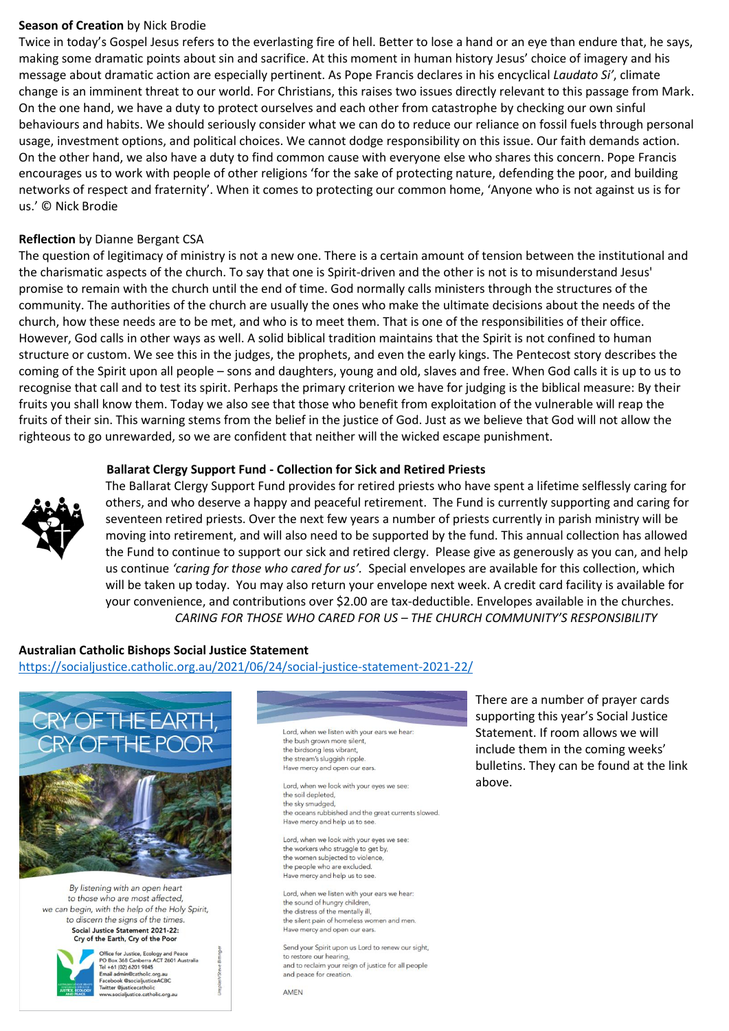**Season of Creation** by Nick Brodie

Twice in today's Gospel Jesus refers to the everlasting fire of hell. Better to lose a hand or an eye than endure that, he says, making some dramatic points about sin and sacrifice. At this moment in human history Jesus' choice of imagery and his message about dramatic action are especially pertinent. As Pope Francis declares in his encyclical *Laudato Si'*, climate change is an imminent threat to our world. For Christians, this raises two issues directly relevant to this passage from Mark. On the one hand, we have a duty to protect ourselves and each other from catastrophe by checking our own sinful behaviours and habits. We should seriously consider what we can do to reduce our reliance on fossil fuels through personal usage, investment options, and political choices. We cannot dodge responsibility on this issue. Our faith demands action. On the other hand, we also have a duty to find common cause with everyone else who shares this concern. Pope Francis encourages us to work with people of other religions 'for the sake of protecting nature, defending the poor, and building networks of respect and fraternity'. When it comes to protecting our common home, 'Anyone who is not against us is for us.' © Nick Brodie

**Reflection** by Dianne Bergant CSA

The question of legitimacy of ministry is not a new one. There is a certain amount of tension between the institutional and the charismatic aspects of the church. To say that one is Spirit-driven and the other is not is to misunderstand Jesus' promise to remain with the church until the end of time. God normally calls ministers through the structures of the community. The authorities of the church are usually the ones who make the ultimate decisions about the needs of the church, how these needs are to be met, and who is to meet them. That is one of the responsibilities of their office. However, God calls in other ways as well. A solid biblical tradition maintains that the Spirit is not confined to human structure or custom. We see this in the judges, the prophets, and even the early kings. The Pentecost story describes the coming of the Spirit upon all people – sons and daughters, young and old, slaves and free. When God calls it is up to us to recognise that call and to test its spirit. Perhaps the primary criterion we have for judging is the biblical measure: By their fruits you shall know them. Today we also see that those who benefit from exploitation of the vulnerable will reap the fruits of their sin. This warning stems from the belief in the justice of God. Just as we believe that God will not allow the righteous to go unrewarded, so we are confident that neither will the wicked escape punishment.

**Ballarat Clergy Support Fund - Collection for Sick and Retired Priests**

The Ballarat Clergy Support Fund provides for retired priests who have spent a lifetime selflessly caring for others, and who deserve a happy and peaceful retirement. The Fund is currently supporting and caring for seventeen retired priests. Over the next few years a number of priests currently in parish ministry will be moving into retirement, and will also need to be supported by the fund. This annual collection has allowed the Fund to continue to support our sick and retired clergy. Please give as generously as you can, and help us continue *'caring for those who cared for us'.* Special envelopes are available for this collection, which will be taken up today. You may also return your envelope next week. A credit card facility is available for your convenience, and contributions over $2.00 are tax-deductible. Envelopes available in the churches.

*CARING FOR THOSE WHO CARED FOR US – THE CHURCH COMMUNITY'S RESPONSIBILITY*

**Australian Catholic Bishops Social Justice Statement**

https://socialjustice.catholic.org.au/2021/06/24/social-justice-statement-2021-22/

CRY OF THE EARTH, CRY OF THE POOR

*By listening with an open heart to those who are most affected, we can begin, with the help of the Holy Spirit, to discern the signs of the times.*

**Social Justice Statement 2021-22: Cry of the Earth, Cry of the Poor**

Office for Justice, Ecology and Peace
PO Box 368 Canberra ACT 2601 Australia
Tel +61 (02) 6201 9845
Email admin@catholic.org.au
Facebook @socialjusticeACBC
Twitter @justicecatholic
www.socialjustice.catholic.org.au

Lord, when we listen with your ears we hear:
the bush grown more silent,
the birdsong less vibrant,
the stream's sluggish ripple.
Have mercy and open our ears.

Lord, when we look with your eyes we see:
the soil depleted,
the sky smudged,
the oceans rubbished and the great currents slowed.
Have mercy and help us to see.

Lord, when we look with your eyes we see:
the workers who struggle to get by,
the women subjected to violence,
the people who are excluded.
Have mercy and help us to see.

Lord, when we listen with your ears we hear:
the sound of hungry children,
the distress of the mentally ill,
the silent pain of homeless women and men.
Have mercy and open our ears.

Send your Spirit upon us Lord to renew our sight,
to restore our hearing,
and to reclaim your reign of justice for all people
and peace for creation.

AMEN

There are a number of prayer cards supporting this year's Social Justice Statement. If room allows we will include them in the coming weeks' bulletins. They can be found at the link above.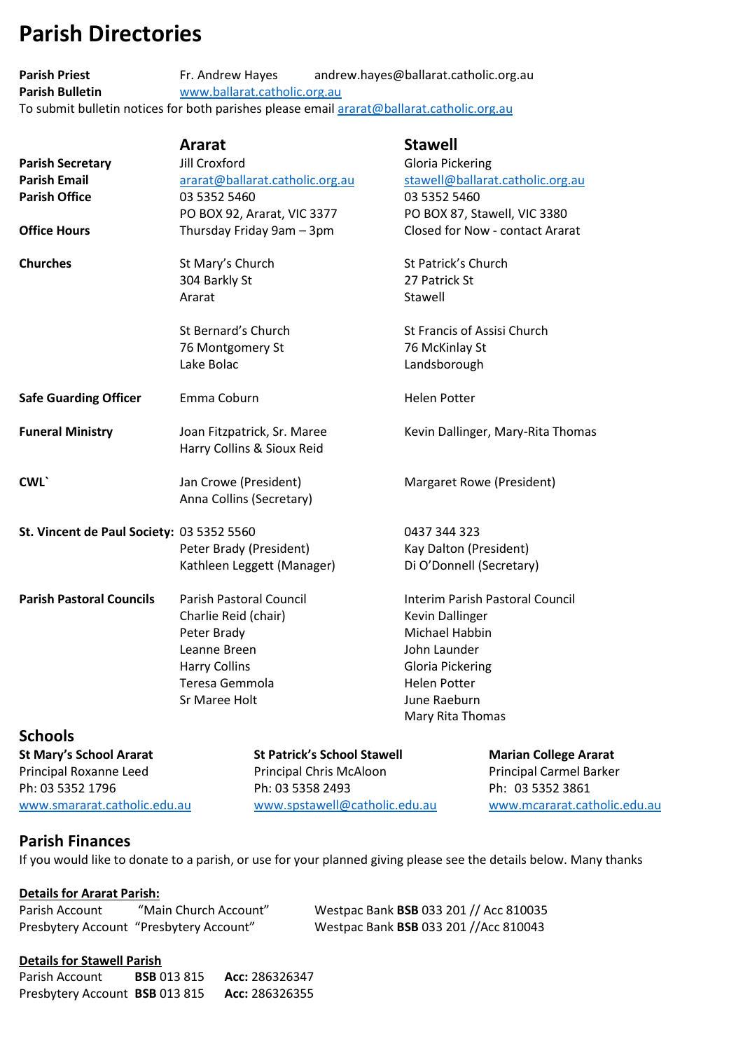# Parish Directories

**Parish Priest** Fr. Andrew Hayes andrew.hayes@ballarat.catholic.org.au
**Parish Bulletin** www.ballarat.catholic.org.au
To submit bulletin notices for both parishes please email ararat@ballarat.catholic.org.au

| | Ararat | Stawell |
|---|---|---|
| **Parish Secretary** | Jill Croxford | Gloria Pickering |
| **Parish Email** | ararat@ballarat.catholic.org.au | stawell@ballarat.catholic.org.au |
| **Parish Office** | 03 5352 5460<br>PO BOX 92, Ararat, VIC 3377 | 03 5352 5460<br>PO BOX 87, Stawell, VIC 3380 |
| **Office Hours** | Thursday Friday 9am – 3pm | Closed for Now - contact Ararat |
| **Churches** | St Mary's Church<br>304 Barkly St<br>Ararat<br><br>St Bernard's Church<br>76 Montgomery St<br>Lake Bolac | St Patrick's Church<br>27 Patrick St<br>Stawell<br><br>St Francis of Assisi Church<br>76 McKinlay St<br>Landsborough |
| **Safe Guarding Officer** | Emma Coburn | Helen Potter |
| **Funeral Ministry** | Joan Fitzpatrick, Sr. Maree Harry Collins & Sioux Reid | Kevin Dallinger, Mary-Rita Thomas |
| **CWL`** | Jan Crowe (President)<br>Anna Collins (Secretary) | Margaret Rowe (President) |
| **St. Vincent de Paul Society:** | 03 5352 5560<br>Peter Brady (President)<br>Kathleen Leggett (Manager) | 0437 344 323<br>Kay Dalton (President)<br>Di O'Donnell (Secretary) |
| **Parish Pastoral Councils** | Parish Pastoral Council<br>Charlie Reid (chair)<br>Peter Brady<br>Leanne Breen<br>Harry Collins<br>Teresa Gemmola<br>Sr Maree Holt | Interim Parish Pastoral Council<br>Kevin Dallinger<br>Michael Habbin<br>John Launder<br>Gloria Pickering<br>Helen Potter<br>June Raeburn<br>Mary Rita Thomas |

## Schools

**St Mary's School Ararat**
Principal Roxanne Leed
Ph: 03 5352 1796
www.smararat.catholic.edu.au

**St Patrick's School Stawell**
Principal Chris McAloon
Ph: 03 5358 2493
www.spstawell@catholic.edu.au

**Marian College Ararat**
Principal Carmel Barker
Ph: 03 5352 3861
www.mcararat.catholic.edu.au

## Parish Finances

If you would like to donate to a parish, or use for your planned giving please see the details below. Many thanks

**Details for Ararat Parish:**

Parish Account "Main Church Account" Westpac Bank **BSB** 033 201 // Acc 810035
Presbytery Account "Presbytery Account" Westpac Bank **BSB** 033 201 //Acc 810043

**Details for Stawell Parish**

Parish Account **BSB** 013 815 **Acc:** 286326347
Presbytery Account **BSB** 013 815 **Acc:** 286326355